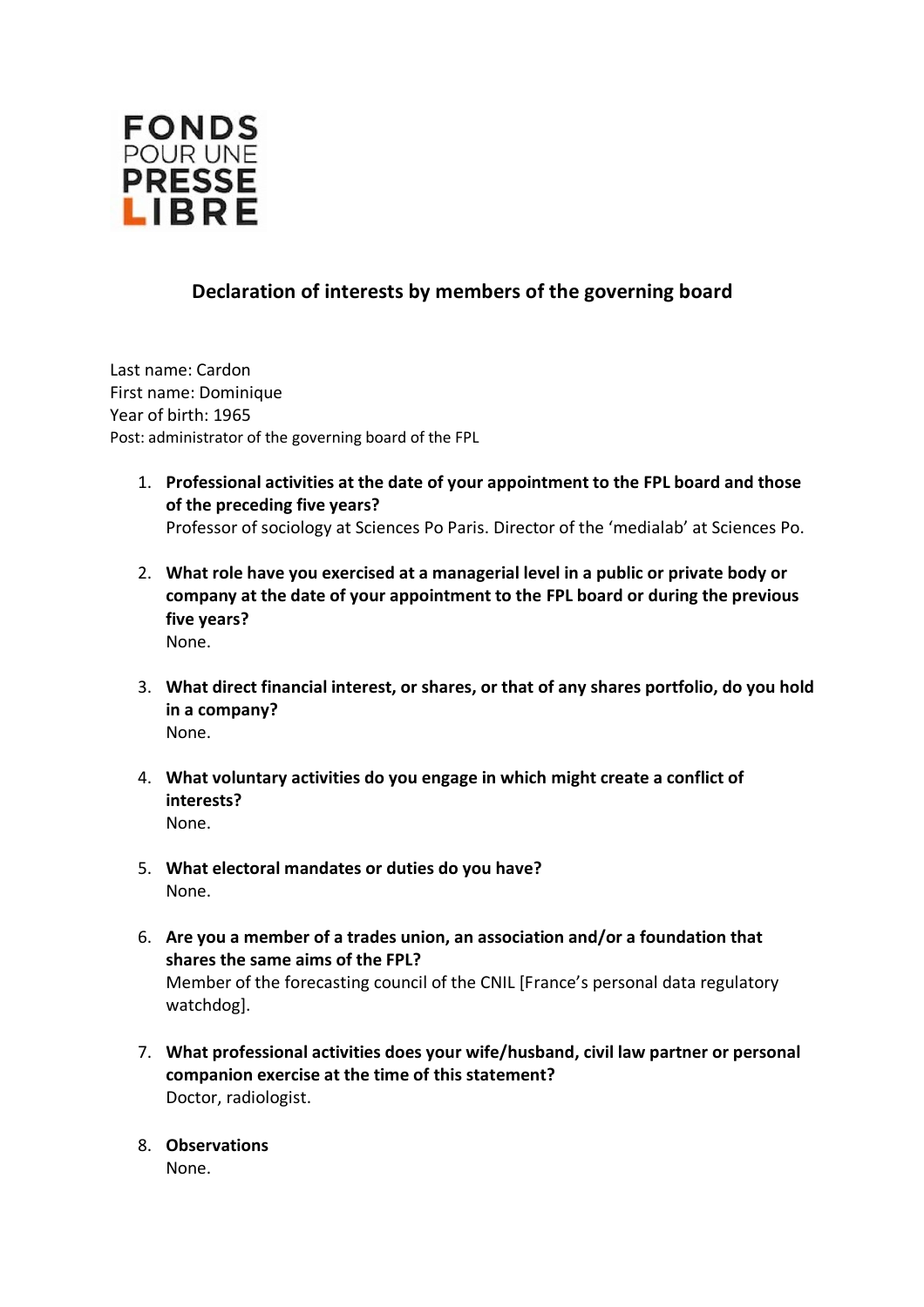FONDS POUR UNE PRESSE LIBRE

## Declaration of interests by members of the governing board

Last name: Cardon
First name: Dominique
Year of birth: 1965
Post: administrator of the governing board of the FPL

1. **Professional activities at the date of your appointment to the FPL board and those of the preceding five years?**
   Professor of sociology at Sciences Po Paris. Director of the 'medialab' at Sciences Po.

2. **What role have you exercised at a managerial level in a public or private body or company at the date of your appointment to the FPL board or during the previous five years?**
   None.

3. **What direct financial interest, or shares, or that of any shares portfolio, do you hold in a company?**
   None.

4. **What voluntary activities do you engage in which might create a conflict of interests?**
   None.

5. **What electoral mandates or duties do you have?**
   None.

6. **Are you a member of a trades union, an association and/or a foundation that shares the same aims of the FPL?**
   Member of the forecasting council of the CNIL [France's personal data regulatory watchdog].

7. **What professional activities does your wife/husband, civil law partner or personal companion exercise at the time of this statement?**
   Doctor, radiologist.

8. **Observations**
   None.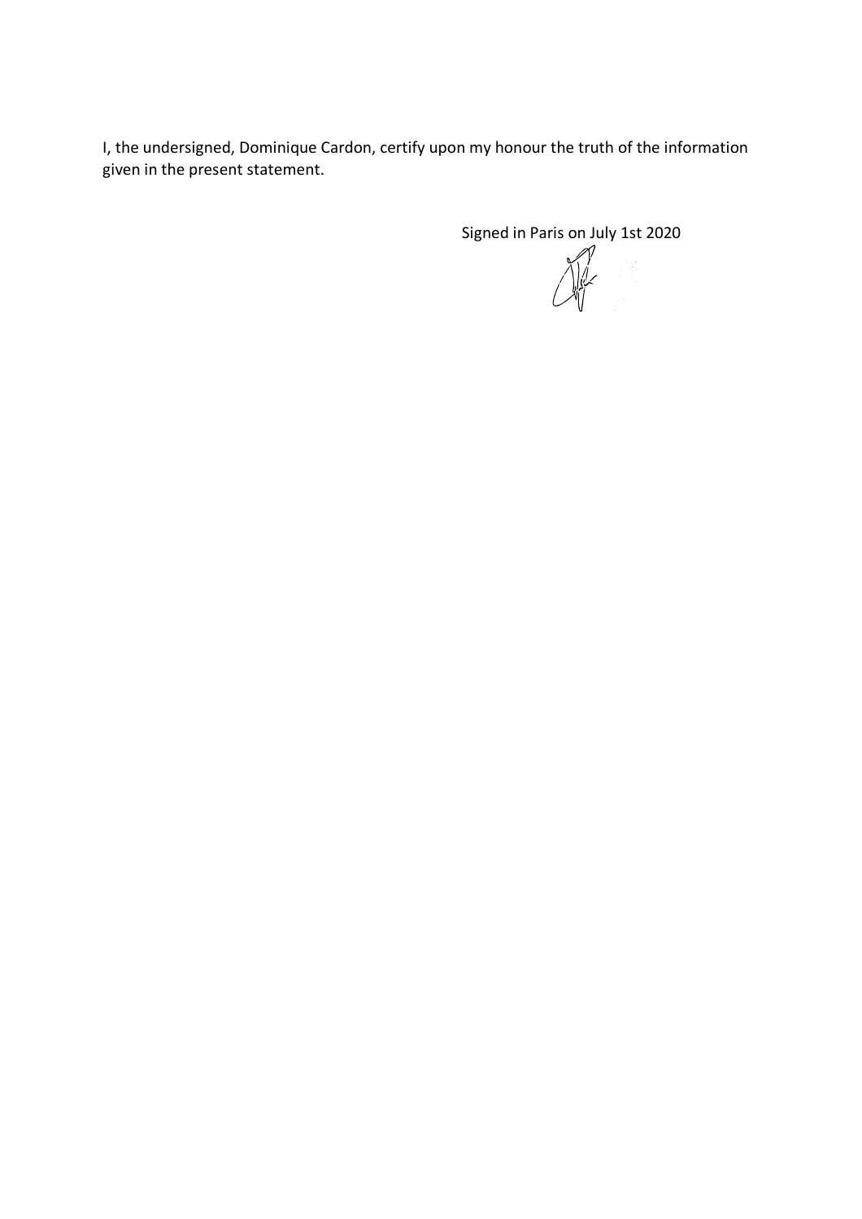I, the undersigned, Dominique Cardon, certify upon my honour the truth of the information given in the present statement.

Signed in Paris on July 1st 2020